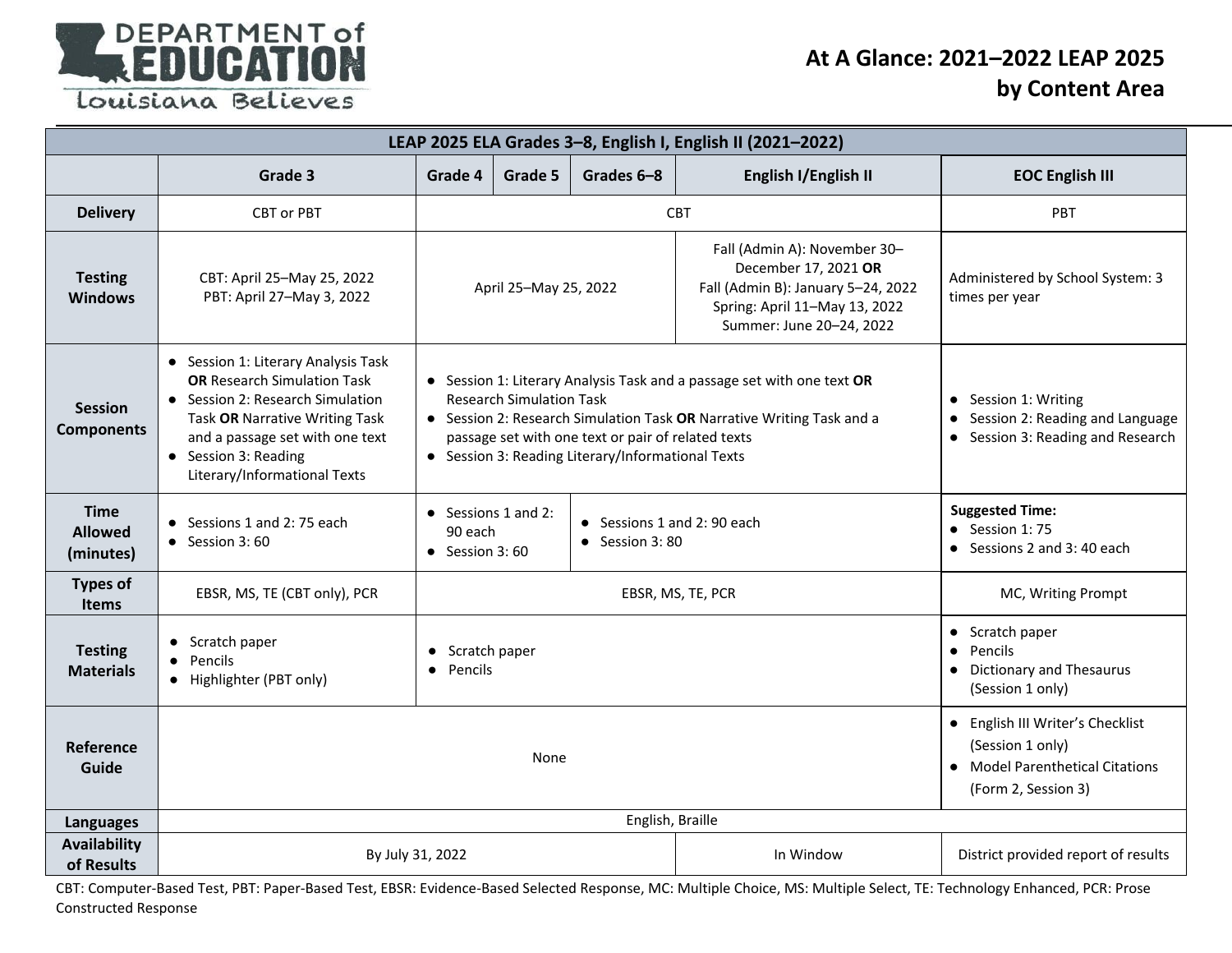# At A Glance: 2021–2022 LEAP 2025 by Content Area

| LEAP 2025 ELA Grades 3–8, English I, English II (2021–2022) | | | | | | |
|---|---|---|---|---|---|---|
| | Grade 3 | Grade 4 | Grade 5 | Grades 6–8 | English I/English II | EOC English III |
| **Delivery** | CBT or PBT | CBT | | | | PBT |
| **Testing Windows** | CBT: April 25–May 25, 2022<br>PBT: April 27–May 3, 2022 | April 25–May 25, 2022 | | | Fall (Admin A): November 30–December 17, 2021 **OR**<br>Fall (Admin B): January 5–24, 2022<br>Spring: April 11–May 13, 2022<br>Summer: June 20–24, 2022 | Administered by School System: 3 times per year |
| **Session Components** | • Session 1: Literary Analysis Task **OR** Research Simulation Task<br>• Session 2: Research Simulation Task **OR** Narrative Writing Task and a passage set with one text<br>• Session 3: Reading Literary/Informational Texts | • Session 1: Literary Analysis Task and a passage set with one text **OR** Research Simulation Task<br>• Session 2: Research Simulation Task **OR** Narrative Writing Task and a passage set with one text or pair of related texts<br>• Session 3: Reading Literary/Informational Texts | | | | • Session 1: Writing<br>• Session 2: Reading and Language<br>• Session 3: Reading and Research |
| **Time Allowed (minutes)** | • Sessions 1 and 2: 75 each<br>• Session 3: 60 | • Sessions 1 and 2: 90 each<br>• Session 3: 60 | • Sessions 1 and 2: 90 each<br>• Session 3: 80 | | | **Suggested Time:**<br>• Session 1: 75<br>• Sessions 2 and 3: 40 each |
| **Types of Items** | EBSR, MS, TE (CBT only), PCR | EBSR, MS, TE, PCR | | | | MC, Writing Prompt |
| **Testing Materials** | • Scratch paper<br>• Pencils<br>• Highlighter (PBT only) | • Scratch paper<br>• Pencils | | | | • Scratch paper<br>• Pencils<br>• Dictionary and Thesaurus (Session 1 only) |
| **Reference Guide** | None | | | | | • English III Writer's Checklist (Session 1 only)<br>• Model Parenthetical Citations (Form 2, Session 3) |
| **Languages** | English, Braille | | | | | |
| **Availability of Results** | By July 31, 2022 | | | | In Window | District provided report of results |

CBT: Computer-Based Test, PBT: Paper-Based Test, EBSR: Evidence-Based Selected Response, MC: Multiple Choice, MS: Multiple Select, TE: Technology Enhanced, PCR: Prose Constructed Response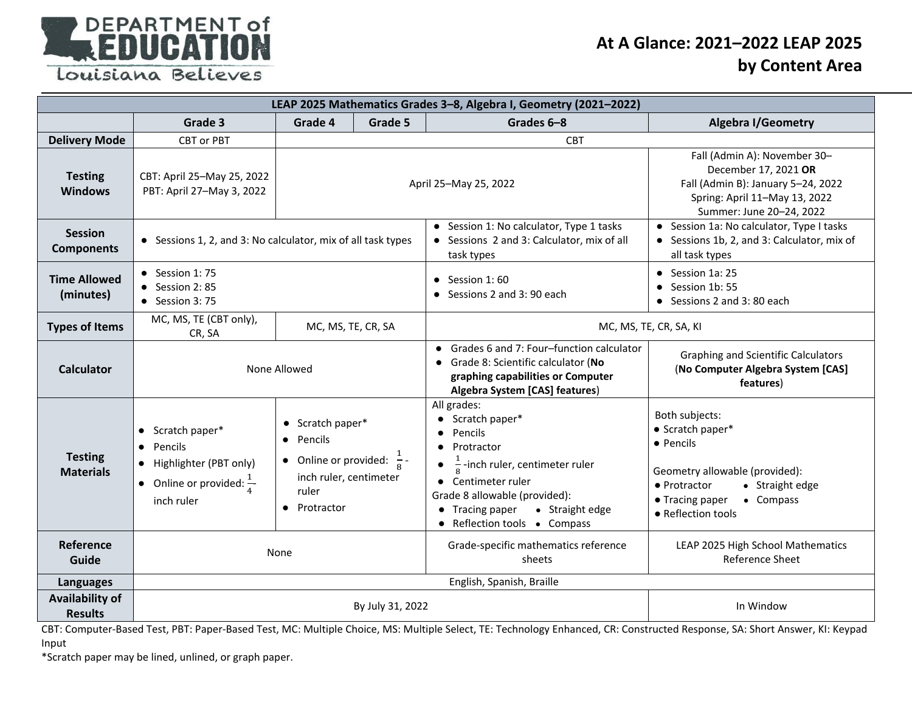# At A Glance: 2021–2022 LEAP 2025 by Content Area

| LEAP 2025 Mathematics Grades 3–8, Algebra I, Geometry (2021–2022) | | | | | |
|---|---|---|---|---|---|
| | **Grade 3** | **Grade 4** | **Grade 5** | **Grades 6–8** | **Algebra I/Geometry** |
| **Delivery Mode** | CBT or PBT | CBT | | | |
| **Testing Windows** | CBT: April 25–May 25, 2022<br>PBT: April 27–May 3, 2022 | April 25–May 25, 2022 | | | Fall (Admin A): November 30–December 17, 2021 **OR**<br>Fall (Admin B): January 5–24, 2022<br>Spring: April 11–May 13, 2022<br>Summer: June 20–24, 2022 |
| **Session Components** | • Sessions 1, 2, and 3: No calculator, mix of all task types | | | • Session 1: No calculator, Type 1 tasks<br>• Sessions 2 and 3: Calculator, mix of all task types | • Session 1a: No calculator, Type I tasks<br>• Sessions 1b, 2, and 3: Calculator, mix of all task types |
| **Time Allowed (minutes)** | • Session 1: 75<br>• Session 2: 85<br>• Session 3: 75 | | | • Session 1: 60<br>• Sessions 2 and 3: 90 each | • Session 1a: 25<br>• Session 1b: 55<br>• Sessions 2 and 3: 80 each |
| **Types of Items** | MC, MS, TE (CBT only), CR, SA | MC, MS, TE, CR, SA | | MC, MS, TE, CR, SA, KI | |
| **Calculator** | None Allowed | | | • Grades 6 and 7: Four–function calculator<br>• Grade 8: Scientific calculator (**No graphing capabilities or Computer Algebra System [CAS] features**) | Graphing and Scientific Calculators (**No Computer Algebra System [CAS] features**) |
| **Testing Materials** | • Scratch paper*<br>• Pencils<br>• Highlighter (PBT only)<br>• Online or provided: $\frac{1}{4}$ inch ruler | • Scratch paper*<br>• Pencils<br>• Online or provided: $\frac{1}{8}$-inch ruler, centimeter ruler<br>• Protractor | | All grades:<br>• Scratch paper*<br>• Pencils<br>• Protractor<br>• $\frac{1}{8}$-inch ruler, centimeter ruler<br>• Centimeter ruler<br>Grade 8 allowable (provided):<br>• Tracing paper • Straight edge<br>• Reflection tools • Compass | Both subjects:<br>• Scratch paper*<br>• Pencils<br><br>Geometry allowable (provided):<br>• Protractor • Straight edge<br>• Tracing paper • Compass<br>• Reflection tools |
| **Reference Guide** | None | | | Grade-specific mathematics reference sheets | LEAP 2025 High School Mathematics Reference Sheet |
| **Languages** | English, Spanish, Braille | | | | |
| **Availability of Results** | By July 31, 2022 | | | | In Window |

CBT: Computer-Based Test, PBT: Paper-Based Test, MC: Multiple Choice, MS: Multiple Select, TE: Technology Enhanced, CR: Constructed Response, SA: Short Answer, KI: Keypad Input

*Scratch paper may be lined, unlined, or graph paper.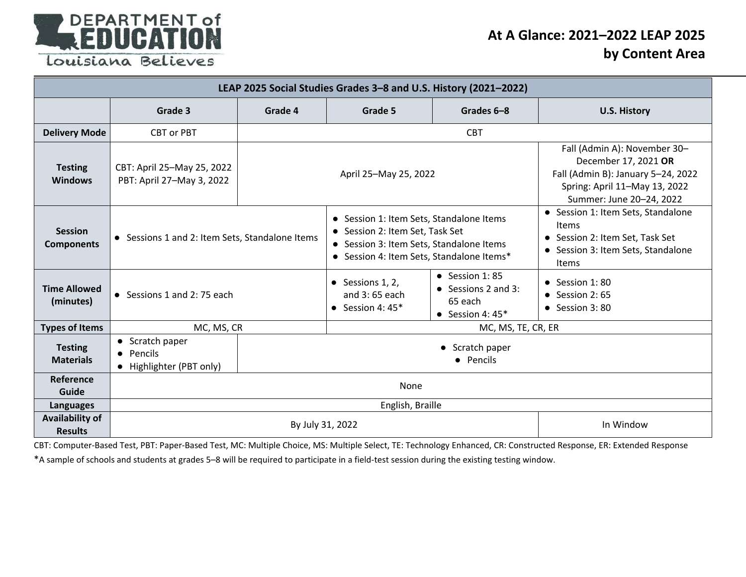# At A Glance: 2021–2022 LEAP 2025 by Content Area

| LEAP 2025 Social Studies Grades 3–8 and U.S. History (2021–2022) | | | | | |
|---|---|---|---|---|---|
| | **Grade 3** | **Grade 4** | **Grade 5** | **Grades 6–8** | **U.S. History** |
| **Delivery Mode** | CBT or PBT | CBT | | | |
| **Testing Windows** | CBT: April 25–May 25, 2022<br>PBT: April 27–May 3, 2022 | April 25–May 25, 2022 | | | Fall (Admin A): November 30–December 17, 2021 **OR**<br>Fall (Admin B): January 5–24, 2022<br>Spring: April 11–May 13, 2022<br>Summer: June 20–24, 2022 |
| **Session Components** | • Sessions 1 and 2: Item Sets, Standalone Items | | • Session 1: Item Sets, Standalone Items<br>• Session 2: Item Set, Task Set<br>• Session 3: Item Sets, Standalone Items<br>• Session 4: Item Sets, Standalone Items* | | • Session 1: Item Sets, Standalone Items<br>• Session 2: Item Set, Task Set<br>• Session 3: Item Sets, Standalone Items |
| **Time Allowed (minutes)** | • Sessions 1 and 2: 75 each | | • Sessions 1, 2, and 3: 65 each<br>• Session 4: 45* | • Session 1: 85<br>• Sessions 2 and 3: 65 each<br>• Session 4: 45* | • Session 1: 80<br>• Session 2: 65<br>• Session 3: 80 |
| **Types of Items** | MC, MS, CR | | MC, MS, TE, CR, ER | | |
| **Testing Materials** | • Scratch paper<br>• Pencils<br>• Highlighter (PBT only) | • Scratch paper<br>• Pencils | | | |
| **Reference Guide** | None | | | | |
| **Languages** | English, Braille | | | | |
| **Availability of Results** | By July 31, 2022 | | | | In Window |

CBT: Computer-Based Test, PBT: Paper-Based Test, MC: Multiple Choice, MS: Multiple Select, TE: Technology Enhanced, CR: Constructed Response, ER: Extended Response

*A sample of schools and students at grades 5–8 will be required to participate in a field-test session during the existing testing window.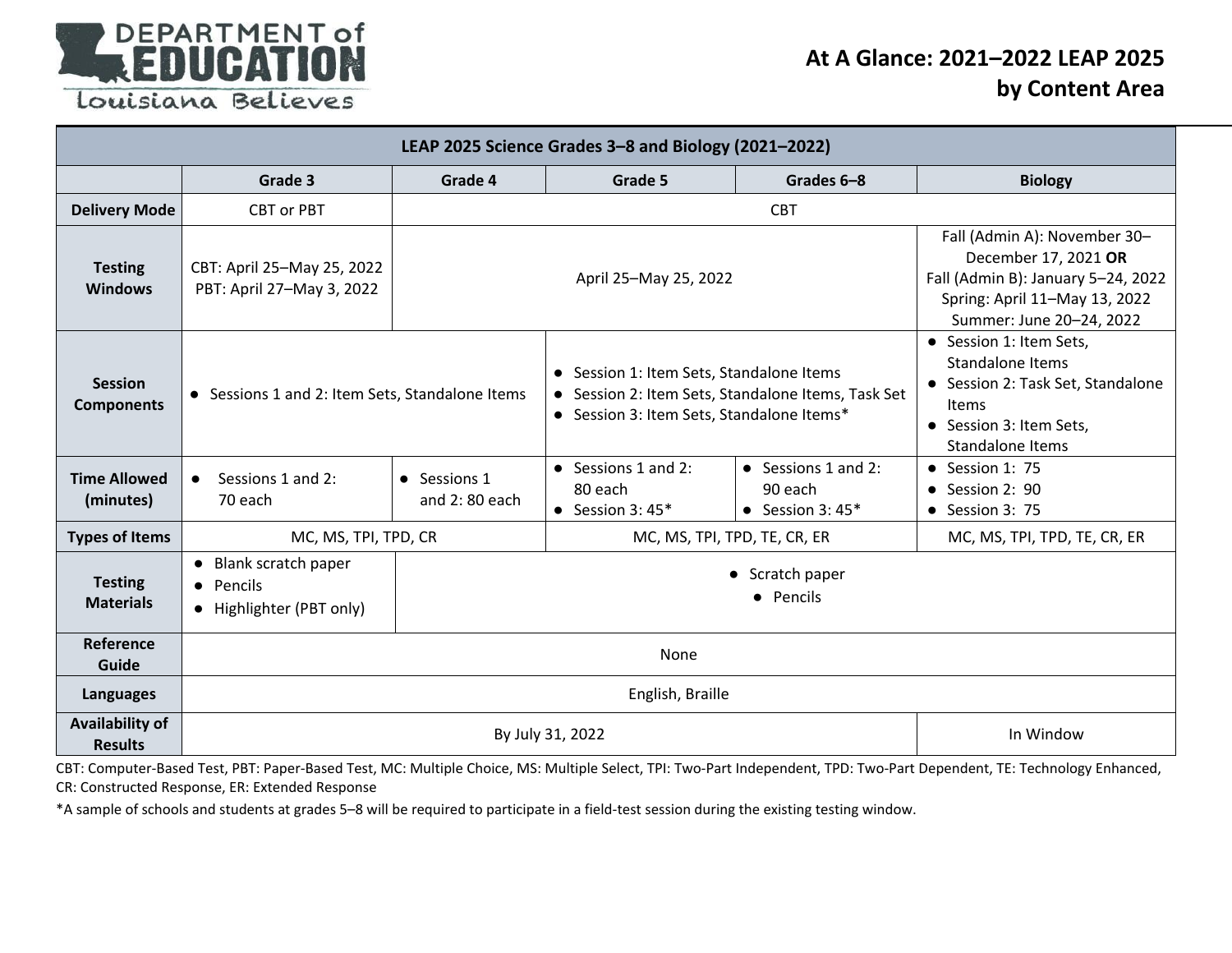# At A Glance: 2021–2022 LEAP 2025 by Content Area

| LEAP 2025 Science Grades 3–8 and Biology (2021–2022) | | | | | |
|---|---|---|---|---|---|
| | **Grade 3** | **Grade 4** | **Grade 5** | **Grades 6–8** | **Biology** |
| **Delivery Mode** | CBT or PBT | CBT | | | |
| **Testing Windows** | CBT: April 25–May 25, 2022<br>PBT: April 27–May 3, 2022 | April 25–May 25, 2022 | | | Fall (Admin A): November 30–December 17, 2021 **OR**<br>Fall (Admin B): January 5–24, 2022<br>Spring: April 11–May 13, 2022<br>Summer: June 20–24, 2022 |
| **Session Components** | • Sessions 1 and 2: Item Sets, Standalone Items | | • Session 1: Item Sets, Standalone Items<br>• Session 2: Item Sets, Standalone Items, Task Set<br>• Session 3: Item Sets, Standalone Items* | | • Session 1: Item Sets, Standalone Items<br>• Session 2: Task Set, Standalone Items<br>• Session 3: Item Sets, Standalone Items |
| **Time Allowed (minutes)** | • Sessions 1 and 2: 70 each | • Sessions 1 and 2: 80 each | • Sessions 1 and 2: 80 each<br>• Session 3: 45* | • Sessions 1 and 2: 90 each<br>• Session 3: 45* | • Session 1: 75<br>• Session 2: 90<br>• Session 3: 75 |
| **Types of Items** | MC, MS, TPI, TPD, CR | | MC, MS, TPI, TPD, TE, CR, ER | | MC, MS, TPI, TPD, TE, CR, ER |
| **Testing Materials** | • Blank scratch paper<br>• Pencils<br>• Highlighter (PBT only) | • Scratch paper<br>• Pencils | | | |
| **Reference Guide** | None | | | | |
| **Languages** | English, Braille | | | | |
| **Availability of Results** | By July 31, 2022 | | | | In Window |

CBT: Computer-Based Test, PBT: Paper-Based Test, MC: Multiple Choice, MS: Multiple Select, TPI: Two-Part Independent, TPD: Two-Part Dependent, TE: Technology Enhanced, CR: Constructed Response, ER: Extended Response

*A sample of schools and students at grades 5–8 will be required to participate in a field-test session during the existing testing window.